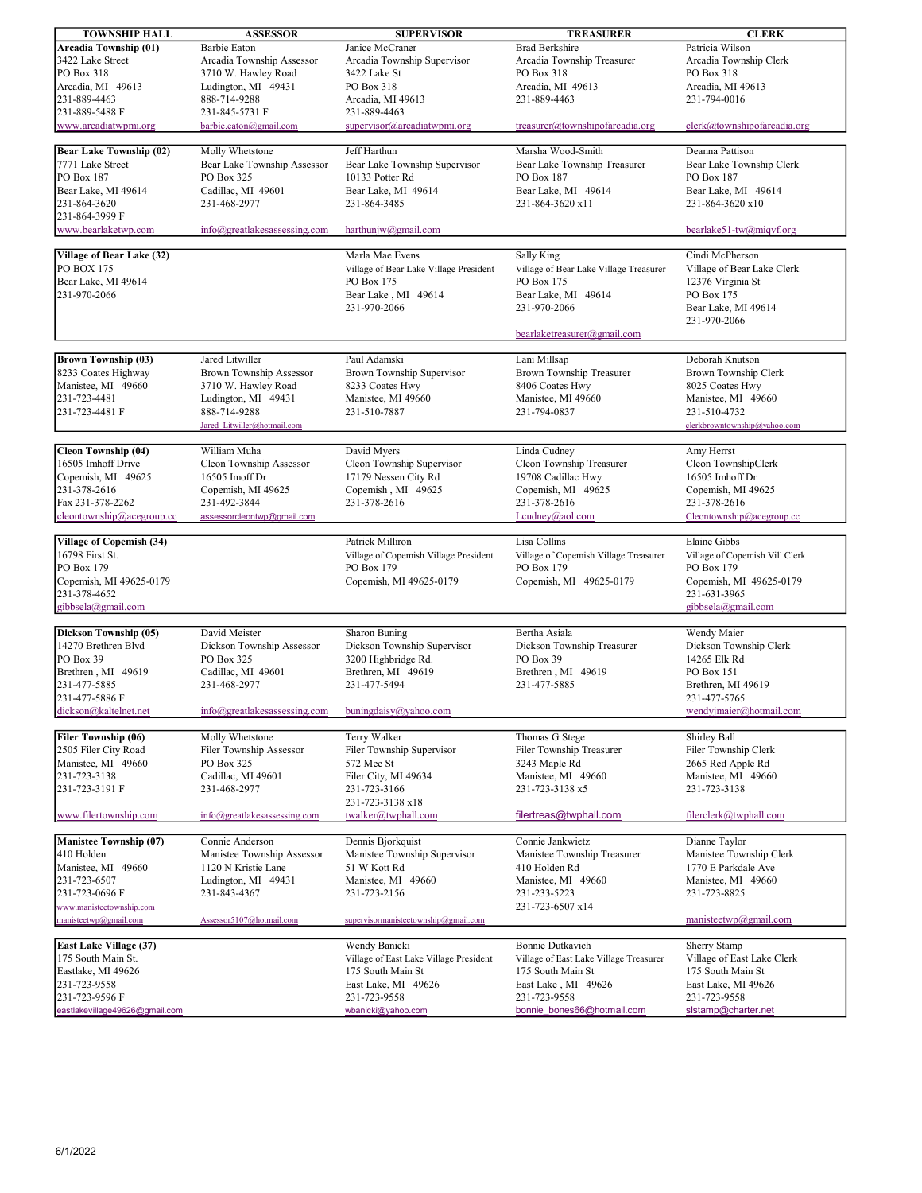| TOWNSHIP HALL | ASSESSOR | SUPERVISOR | TREASURER | CLERK |
|---|---|---|---|---|
| **Arcadia Township (01)**<br>3422 Lake Street<br>PO Box 318<br>Arcadia, MI 49613<br>231-889-4463<br>231-889-5488 F<br>www.arcadiatwpmi.org | Barbie Eaton<br>Arcadia Township Assessor<br>3710 W. Hawley Road<br>Ludington, MI 49431<br>888-714-9288<br>231-845-5731 F<br>barbie.eaton@gmail.com | Janice McCraner<br>Arcadia Township Supervisor<br>3422 Lake St<br>PO Box 318<br>Arcadia, MI 49613<br>231-889-4463<br>supervisor@arcadiatwpmi.org | Brad Berkshire<br>Arcadia Township Treasurer<br>PO Box 318<br>Arcadia, MI 49613<br>231-889-4463<br>treasurer@townshipofarcadia.org | Patricia Wilson<br>Arcadia Township Clerk<br>PO Box 318<br>Arcadia, MI 49613<br>231-794-0016<br>clerk@townshipofarcadia.org |
| **Bear Lake Township (02)**<br>7771 Lake Street<br>PO Box 187<br>Bear Lake, MI 49614<br>231-864-3620<br>231-864-3999 F<br>www.bearlaketwp.com | Molly Whetstone<br>Bear Lake Township Assessor<br>PO Box 325<br>Cadillac, MI 49601<br>231-468-2977<br>info@greatlakesassessing.com | Jeff Harthun<br>Bear Lake Township Supervisor<br>10133 Potter Rd<br>Bear Lake, MI 49614<br>231-864-3485<br>harthunjw@gmail.com | Marsha Wood-Smith<br>Bear Lake Township Treasurer<br>PO Box 187<br>Bear Lake, MI 49614<br>231-864-3620 x11 | Deanna Pattison<br>Bear Lake Township Clerk<br>PO Box 187<br>Bear Lake, MI 49614<br>231-864-3620 x10<br>bearlake51-tw@miqvf.org |
| **Village of Bear Lake (32)**<br>PO BOX 175<br>Bear Lake, MI 49614<br>231-970-2066 | | Marla Mae Evens<br>Village of Bear Lake Village President<br>PO Box 175<br>Bear Lake , MI 49614<br>231-970-2066 | Sally King<br>Village of Bear Lake Village Treasurer<br>PO Box 175<br>Bear Lake, MI 49614<br>231-970-2066<br>bearlaketreasurer@gmail.com | Cindi McPherson<br>Village of Bear Lake Clerk<br>12376 Virginia St<br>PO Box 175<br>Bear Lake, MI 49614<br>231-970-2066 |
| **Brown Township (03)**<br>8233 Coates Highway<br>Manistee, MI 49660<br>231-723-4481<br>231-723-4481 F | Jared Litwiller<br>Brown Township Assessor<br>3710 W. Hawley Road<br>Ludington, MI 49431<br>888-714-9288<br>Jared_Litwiller@hotmail.com | Paul Adamski<br>Brown Township Supervisor<br>8233 Coates Hwy<br>Manistee, MI 49660<br>231-510-7887 | Lani Millsap<br>Brown Township Treasurer<br>8406 Coates Hwy<br>Manistee, MI 49660<br>231-794-0837 | Deborah Knutson<br>Brown Township Clerk<br>8025 Coates Hwy<br>Manistee, MI 49660<br>231-510-4732<br>clerkbrowntownship@yahoo.com |
| **Cleon Township (04)**<br>16505 Imhoff Drive<br>Copemish, MI 49625<br>231-378-2616<br>Fax 231-378-2262<br>cleontownship@acegroup.cc | William Muha<br>Cleon Township Assessor<br>16505 Imoff Dr<br>Copemish, MI 49625<br>231-492-3844<br>assessorcleontwp@gmail.com | David Myers<br>Cleon Township Supervisor<br>17179 Nessen City Rd<br>Copemish , MI 49625<br>231-378-2616 | Linda Cudney<br>Cleon Township Treasurer<br>19708 Cadillac Hwy<br>Copemish, MI 49625<br>231-378-2616<br>Lcudney@aol.com | Amy Herrst<br>Cleon TownshipClerk<br>16505 Imhoff Dr<br>Copemish, MI 49625<br>231-378-2616<br>Cleontownship@acegroup.cc |
| **Village of Copemish (34)**<br>16798 First St.<br>PO Box 179<br>Copemish, MI 49625-0179<br>231-378-4652<br>gibbsela@gmail.com | | Patrick Milliron<br>Village of Copemish Village President<br>PO Box 179<br>Copemish, MI 49625-0179 | Lisa Collins<br>Village of Copemish Village Treasurer<br>PO Box 179<br>Copemish, MI 49625-0179 | Elaine Gibbs<br>Village of Copemish Vill Clerk<br>PO Box 179<br>Copemish, MI 49625-0179<br>231-631-3965<br>gibbsela@gmail.com |
| **Dickson Township (05)**<br>14270 Brethren Blvd<br>PO Box 39<br>Brethren , MI 49619<br>231-477-5885<br>231-477-5886 F<br>dickson@kaltelnet.net | David Meister<br>Dickson Township Assessor<br>PO Box 325<br>Cadillac, MI 49601<br>231-468-2977<br>info@greatlakesassessing.com | Sharon Buning<br>Dickson Township Supervisor<br>3200 Highbridge Rd.<br>Brethren, MI 49619<br>231-477-5494<br>buningdaisy@yahoo.com | Bertha Asiala<br>Dickson Township Treasurer<br>PO Box 39<br>Brethren , MI 49619<br>231-477-5885 | Wendy Maier<br>Dickson Township Clerk<br>14265 Elk Rd<br>PO Box 151<br>Brethren, MI 49619<br>231-477-5765<br>wendyjmaier@hotmail.com |
| **Filer Township (06)**<br>2505 Filer City Road<br>Manistee, MI 49660<br>231-723-3138<br>231-723-3191 F<br>www.filertownship.com | Molly Whetstone<br>Filer Township Assessor<br>PO Box 325<br>Cadillac, MI 49601<br>231-468-2977<br>info@greatlakesassessing.com | Terry Walker<br>Filer Township Supervisor<br>572 Mee St<br>Filer City, MI 49634<br>231-723-3166<br>231-723-3138 x18<br>twalker@twphall.com | Thomas G Stege<br>Filer Township Treasurer<br>3243 Maple Rd<br>Manistee, MI 49660<br>231-723-3138 x5<br>filertreas@twphall.com | Shirley Ball<br>Filer Township Clerk<br>2665 Red Apple Rd<br>Manistee, MI 49660<br>231-723-3138<br>filerclerk@twphall.com |
| **Manistee Township (07)**<br>410 Holden<br>Manistee, MI 49660<br>231-723-6507<br>231-723-0696 F<br>www.manisteetownship.com<br>manisteetwp@gmail.com | Connie Anderson<br>Manistee Township Assessor<br>1120 N Kristie Lane<br>Ludington, MI 49431<br>231-843-4367<br>Assessor5107@hotmail.com | Dennis Bjorkquist<br>Manistee Township Supervisor<br>51 W Kott Rd<br>Manistee, MI 49660<br>231-723-2156<br>supervisormanisteetownship@gmail.com | Connie Jankwietz<br>Manistee Township Treasurer<br>410 Holden Rd<br>Manistee, MI 49660<br>231-233-5223<br>231-723-6507 x14 | Dianne Taylor<br>Manistee Township Clerk<br>1770 E Parkdale Ave<br>Manistee, MI 49660<br>231-723-8825<br>manisteetwp@gmail.com |
| **East Lake Village (37)**<br>175 South Main St.<br>Eastlake, MI 49626<br>231-723-9558<br>231-723-9596 F<br>eastlakevillage49626@gmail.com | | Wendy Banicki<br>Village of East Lake Village President<br>175 South Main St<br>East Lake, MI 49626<br>231-723-9558<br>wbanicki@yahoo.com | Bonnie Dutkavich<br>Village of East Lake Village Treasurer<br>175 South Main St<br>East Lake , MI 49626<br>231-723-9558<br>bonnie_bones66@hotmail.com | Sherry Stamp<br>Village of East Lake Clerk<br>175 South Main St<br>East Lake, MI 49626<br>231-723-9558<br>slstamp@charter.net |

6/1/2022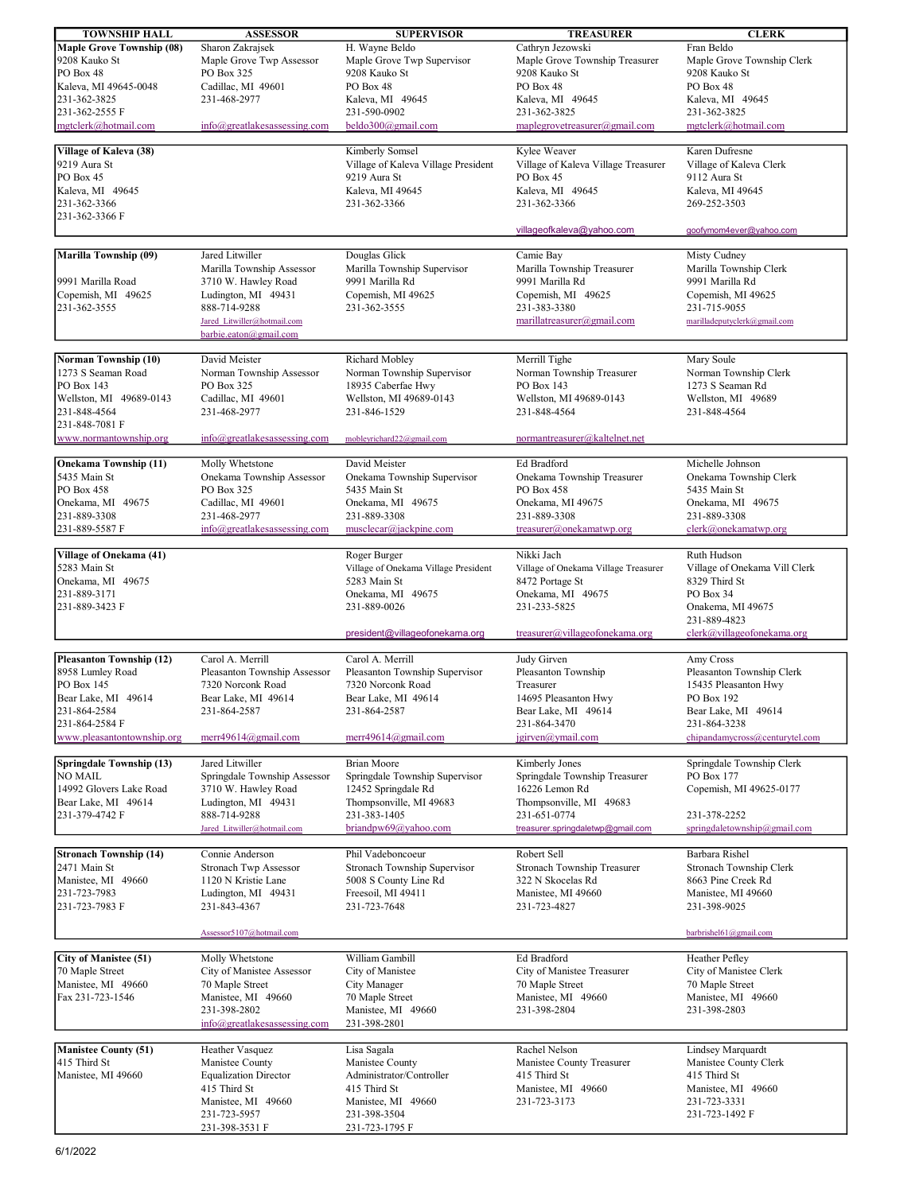| TOWNSHIP HALL | ASSESSOR | SUPERVISOR | TREASURER | CLERK |
|---|---|---|---|---|
| **Maple Grove Township (08)**<br>9208 Kauko St<br>PO Box 48<br>Kaleva, MI 49645-0048<br>231-362-3825<br>231-362-2555 F<br>mgtclerk@hotmail.com | Sharon Zakrajsek<br>Maple Grove Twp Assessor<br>PO Box 325<br>Cadillac, MI 49601<br>231-468-2977<br><br>info@greatlakesassessing.com | H. Wayne Beldo<br>Maple Grove Twp Supervisor<br>9208 Kauko St<br>PO Box 48<br>Kaleva, MI 49645<br>231-590-0902<br>beldo300@gmail.com | Cathryn Jezowski<br>Maple Grove Township Treasurer<br>9208 Kauko St<br>PO Box 48<br>Kaleva, MI 49645<br>231-362-3825<br>maplegrovetreasurer@gmail.com | Fran Beldo<br>Maple Grove Township Clerk<br>9208 Kauko St<br>PO Box 48<br>Kaleva, MI 49645<br>231-362-3825<br>mgtclerk@hotmail.com |
| **Village of Kaleva (38)**<br>9219 Aura St<br>PO Box 45<br>Kaleva, MI 49645<br>231-362-3366<br>231-362-3366 F | | Kimberly Somsel<br>Village of Kaleva Village President<br>9219 Aura St<br>Kaleva, MI 49645<br>231-362-3366 | Kylee Weaver<br>Village of Kaleva Village Treasurer<br>PO Box 45<br>Kaleva, MI 49645<br>231-362-3366<br><br>villageofkaleva@yahoo.com | Karen Dufresne<br>Village of Kaleva Clerk<br>9112 Aura St<br>Kaleva, MI 49645<br>269-252-3503<br><br>goofymom4ever@yahoo.com |
| **Marilla Township (09)**<br><br>9991 Marilla Road<br>Copemish, MI 49625<br>231-362-3555 | Jared Litwiller<br>Marilla Township Assessor<br>3710 W. Hawley Road<br>Ludington, MI 49431<br>888-714-9288<br>Jared_Litwiller@hotmail.com<br>barbie.eaton@gmail.com | Douglas Glick<br>Marilla Township Supervisor<br>9991 Marilla Rd<br>Copemish, MI 49625<br>231-362-3555 | Camie Bay<br>Marilla Township Treasurer<br>9991 Marilla Rd<br>Copemish, MI 49625<br>231-383-3380<br>marillatreasurer@gmail.com | Misty Cudney<br>Marilla Township Clerk<br>9991 Marilla Rd<br>Copemish, MI 49625<br>231-715-9055<br>marilladeputyclerk@gmail.com |
| **Norman Township (10)**<br>1273 S Seaman Road<br>PO Box 143<br>Wellston, MI 49689-0143<br>231-848-4564<br>231-848-7081 F<br>www.normantownship.org | David Meister<br>Norman Township Assessor<br>PO Box 325<br>Cadillac, MI 49601<br>231-468-2977<br><br>info@greatlakesassessing.com | Richard Mobley<br>Norman Township Supervisor<br>18935 Caberfae Hwy<br>Wellston, MI 49689-0143<br>231-846-1529<br><br>mobleyrichard22@gmail.com | Merrill Tighe<br>Norman Township Treasurer<br>PO Box 143<br>Wellston, MI 49689-0143<br>231-848-4564<br><br>normantreasurer@kaltelnet.net | Mary Soule<br>Norman Township Clerk<br>1273 S Seaman Rd<br>Wellston, MI 49689<br>231-848-4564 |
| **Onekama Township (11)**<br>5435 Main St<br>PO Box 458<br>Onekama, MI 49675<br>231-889-3308<br>231-889-5587 F | Molly Whetstone<br>Onekama Township Assessor<br>PO Box 325<br>Cadillac, MI 49601<br>231-468-2977<br>info@greatlakesassessing.com | David Meister<br>Onekama Township Supervisor<br>5435 Main St<br>Onekama, MI 49675<br>231-889-3308<br>musclecar@jackpine.com | Ed Bradford<br>Onekama Township Treasurer<br>PO Box 458<br>Onekama, MI 49675<br>231-889-3308<br>treasurer@onekamatwp.org | Michelle Johnson<br>Onekama Township Clerk<br>5435 Main St<br>Onekama, MI 49675<br>231-889-3308<br>clerk@onekamatwp.org |
| **Village of Onekama (41)**<br>5283 Main St<br>Onekama, MI 49675<br>231-889-3171<br>231-889-3423 F | | Roger Burger<br>Village of Onekama Village President<br>5283 Main St<br>Onekama, MI 49675<br>231-889-0026<br><br>president@villageofonekama.org | Nikki Jach<br>Village of Onekama Village Treasurer<br>8472 Portage St<br>Onekama, MI 49675<br>231-233-5825<br><br>treasurer@villageofonekama.org | Ruth Hudson<br>Village of Onekama Vill Clerk<br>8329 Third St<br>PO Box 34<br>Onakema, MI 49675<br>231-889-4823<br>clerk@villageofonekama.org |
| **Pleasanton Township (12)**<br>8958 Lumley Road<br>PO Box 145<br>Bear Lake, MI 49614<br>231-864-2584<br>231-864-2584 F<br>www.pleasantontownship.org | Carol A. Merrill<br>Pleasanton Township Assessor<br>7320 Norconk Road<br>Bear Lake, MI 49614<br>231-864-2587<br><br>merr49614@gmail.com | Carol A. Merrill<br>Pleasanton Township Supervisor<br>7320 Norconk Road<br>Bear Lake, MI 49614<br>231-864-2587<br><br>merr49614@gmail.com | Judy Girven<br>Pleasanton Township<br>Treasurer<br>14695 Pleasanton Hwy<br>Bear Lake, MI 49614<br>231-864-3470<br>jgirven@ymail.com | Amy Cross<br>Pleasanton Township Clerk<br>15435 Pleasanton Hwy<br>PO Box 192<br>Bear Lake, MI 49614<br>231-864-3238<br>chipandamycross@centurytel.com |
| **Springdale Township (13)**<br>NO MAIL<br>14992 Glovers Lake Road<br>Bear Lake, MI 49614<br>231-379-4742 F | Jared Litwiller<br>Springdale Township Assessor<br>3710 W. Hawley Road<br>Ludington, MI 49431<br>888-714-9288<br>Jared_Litwiller@hotmail.com | Brian Moore<br>Springdale Township Supervisor<br>12452 Springdale Rd<br>Thompsonville, MI 49683<br>231-383-1405<br>briandpw69@yahoo.com | Kimberly Jones<br>Springdale Township Treasurer<br>16226 Lemon Rd<br>Thompsonville, MI 49683<br>231-651-0774<br>treasurer.springdaletwp@gmail.com | Springdale Township Clerk<br>PO Box 177<br>Copemish, MI 49625-0177<br><br>231-378-2252<br>springdaletownship@gmail.com |
| **Stronach Township (14)**<br>2471 Main St<br>Manistee, MI 49660<br>231-723-7983<br>231-723-7983 F | Connie Anderson<br>Stronach Twp Assessor<br>1120 N Kristie Lane<br>Ludington, MI 49431<br>231-843-4367<br><br>Assessor5107@hotmail.com | Phil Vadeboncoeur<br>Stronach Township Supervisor<br>5008 S County Line Rd<br>Freesoil, MI 49411<br>231-723-7648 | Robert Sell<br>Stronach Township Treasurer<br>322 N Skocelas Rd<br>Manistee, MI 49660<br>231-723-4827 | Barbara Rishel<br>Stronach Township Clerk<br>8663 Pine Creek Rd<br>Manistee, MI 49660<br>231-398-9025<br><br>barbrishel61@gmail.com |
| **City of Manistee (51)**<br>70 Maple Street<br>Manistee, MI 49660<br>Fax 231-723-1546 | Molly Whetstone<br>City of Manistee Assessor<br>70 Maple Street<br>Manistee, MI 49660<br>231-398-2802<br>info@greatlakesassessing.com | William Gambill<br>City of Manistee<br>City Manager<br>70 Maple Street<br>Manistee, MI 49660<br>231-398-2801 | Ed Bradford<br>City of Manistee Treasurer<br>70 Maple Street<br>Manistee, MI 49660<br>231-398-2804 | Heather Pefley<br>City of Manistee Clerk<br>70 Maple Street<br>Manistee, MI 49660<br>231-398-2803 |
| **Manistee County (51)**<br>415 Third St<br>Manistee, MI 49660 | Heather Vasquez<br>Manistee County<br>Equalization Director<br>415 Third St<br>Manistee, MI 49660<br>231-723-5957<br>231-398-3531 F | Lisa Sagala<br>Manistee County<br>Administrator/Controller<br>415 Third St<br>Manistee, MI 49660<br>231-398-3504<br>231-723-1795 F | Rachel Nelson<br>Manistee County Treasurer<br>415 Third St<br>Manistee, MI 49660<br>231-723-3173 | Lindsey Marquardt<br>Manistee County Clerk<br>415 Third St<br>Manistee, MI 49660<br>231-723-3331<br>231-723-1492 F |

6/1/2022